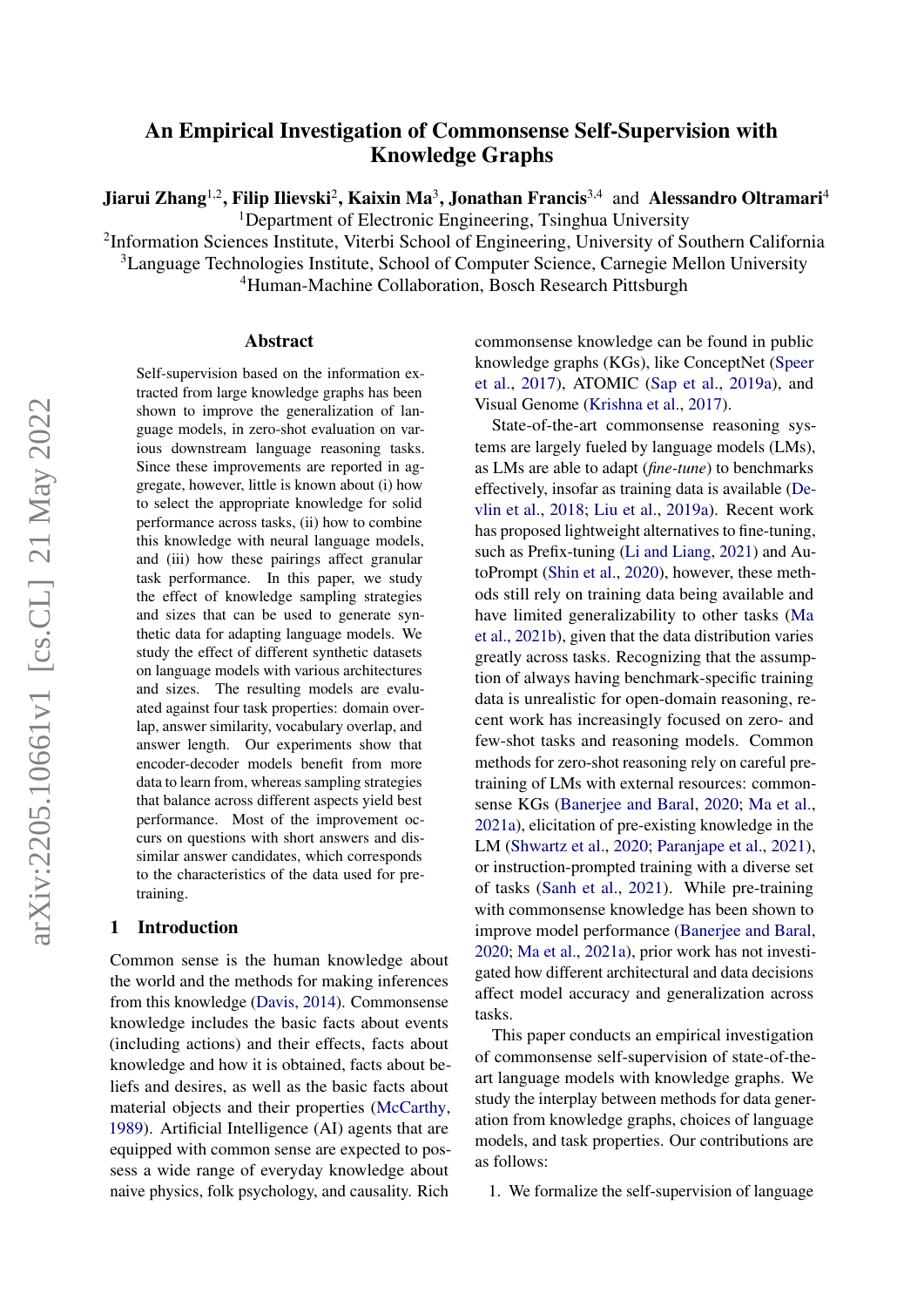# An Empirical Investigation of Commonsense Self-Supervision with Knowledge Graphs

**Jiarui Zhang**[1,2], **Filip Ilievski**[2], **Kaixin Ma**[3], **Jonathan Francis**[3,4] and **Alessandro Oltramari**[4]

[1]Department of Electronic Engineering, Tsinghua University
[2]Information Sciences Institute, Viterbi School of Engineering, University of Southern California
[3]Language Technologies Institute, School of Computer Science, Carnegie Mellon University
[4]Human-Machine Collaboration, Bosch Research Pittsburgh

## Abstract

Self-supervision based on the information extracted from large knowledge graphs has been shown to improve the generalization of language models, in zero-shot evaluation on various downstream language reasoning tasks. Since these improvements are reported in aggregate, however, little is known about (i) how to select the appropriate knowledge for solid performance across tasks, (ii) how to combine this knowledge with neural language models, and (iii) how these pairings affect granular task performance. In this paper, we study the effect of knowledge sampling strategies and sizes that can be used to generate synthetic data for adapting language models. We study the effect of different synthetic datasets on language models with various architectures and sizes. The resulting models are evaluated against four task properties: domain overlap, answer similarity, vocabulary overlap, and answer length. Our experiments show that encoder-decoder models benefit from more data to learn from, whereas sampling strategies that balance across different aspects yield best performance. Most of the improvement occurs on questions with short answers and dissimilar answer candidates, which corresponds to the characteristics of the data used for pre-training.

## 1 Introduction

Common sense is the human knowledge about the world and the methods for making inferences from this knowledge (Davis, 2014). Commonsense knowledge includes the basic facts about events (including actions) and their effects, facts about knowledge and how it is obtained, facts about beliefs and desires, as well as the basic facts about material objects and their properties (McCarthy, 1989). Artificial Intelligence (AI) agents that are equipped with common sense are expected to possess a wide range of everyday knowledge about naive physics, folk psychology, and causality. Rich commonsense knowledge can be found in public knowledge graphs (KGs), like ConceptNet (Speer et al., 2017), ATOMIC (Sap et al., 2019a), and Visual Genome (Krishna et al., 2017).

State-of-the-art commonsense reasoning systems are largely fueled by language models (LMs), as LMs are able to adapt (*fine-tune*) to benchmarks effectively, insofar as training data is available (Devlin et al., 2018; Liu et al., 2019a). Recent work has proposed lightweight alternatives to fine-tuning, such as Prefix-tuning (Li and Liang, 2021) and AutoPrompt (Shin et al., 2020), however, these methods still rely on training data being available and have limited generalizability to other tasks (Ma et al., 2021b), given that the data distribution varies greatly across tasks. Recognizing that the assumption of always having benchmark-specific training data is unrealistic for open-domain reasoning, recent work has increasingly focused on zero- and few-shot tasks and reasoning models. Common methods for zero-shot reasoning rely on careful pre-training of LMs with external resources: commonsense KGs (Banerjee and Baral, 2020; Ma et al., 2021a), elicitation of pre-existing knowledge in the LM (Shwartz et al., 2020; Paranjape et al., 2021), or instruction-prompted training with a diverse set of tasks (Sanh et al., 2021). While pre-training with commonsense knowledge has been shown to improve model performance (Banerjee and Baral, 2020; Ma et al., 2021a), prior work has not investigated how different architectural and data decisions affect model accuracy and generalization across tasks.

This paper conducts an empirical investigation of commonsense self-supervision of state-of-the-art language models with knowledge graphs. We study the interplay between methods for data generation from knowledge graphs, choices of language models, and task properties. Our contributions are as follows:

1. We formalize the self-supervision of language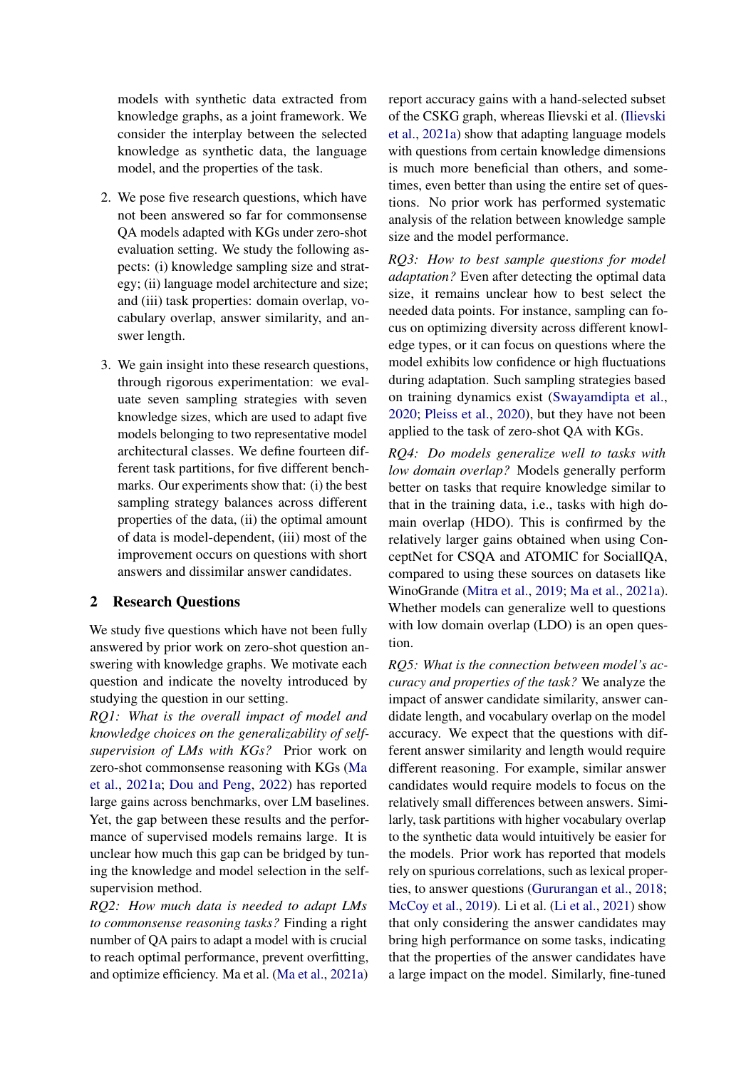models with synthetic data extracted from knowledge graphs, as a joint framework. We consider the interplay between the selected knowledge as synthetic data, the language model, and the properties of the task.

2. We pose five research questions, which have not been answered so far for commonsense QA models adapted with KGs under zero-shot evaluation setting. We study the following aspects: (i) knowledge sampling size and strategy; (ii) language model architecture and size; and (iii) task properties: domain overlap, vocabulary overlap, answer similarity, and answer length.

3. We gain insight into these research questions, through rigorous experimentation: we evaluate seven sampling strategies with seven knowledge sizes, which are used to adapt five models belonging to two representative model architectural classes. We define fourteen different task partitions, for five different benchmarks. Our experiments show that: (i) the best sampling strategy balances across different properties of the data, (ii) the optimal amount of data is model-dependent, (iii) most of the improvement occurs on questions with short answers and dissimilar answer candidates.

## 2 Research Questions

We study five questions which have not been fully answered by prior work on zero-shot question answering with knowledge graphs. We motivate each question and indicate the novelty introduced by studying the question in our setting.

*RQ1: What is the overall impact of model and knowledge choices on the generalizability of self-supervision of LMs with KGs?* Prior work on zero-shot commonsense reasoning with KGs (Ma et al., 2021a; Dou and Peng, 2022) has reported large gains across benchmarks, over LM baselines. Yet, the gap between these results and the performance of supervised models remains large. It is unclear how much this gap can be bridged by tuning the knowledge and model selection in the self-supervision method.

*RQ2: How much data is needed to adapt LMs to commonsense reasoning tasks?* Finding a right number of QA pairs to adapt a model with is crucial to reach optimal performance, prevent overfitting, and optimize efficiency. Ma et al. (Ma et al., 2021a) report accuracy gains with a hand-selected subset of the CSKG graph, whereas Ilievski et al. (Ilievski et al., 2021a) show that adapting language models with questions from certain knowledge dimensions is much more beneficial than others, and sometimes, even better than using the entire set of questions. No prior work has performed systematic analysis of the relation between knowledge sample size and the model performance.

*RQ3: How to best sample questions for model adaptation?* Even after detecting the optimal data size, it remains unclear how to best select the needed data points. For instance, sampling can focus on optimizing diversity across different knowledge types, or it can focus on questions where the model exhibits low confidence or high fluctuations during adaptation. Such sampling strategies based on training dynamics exist (Swayamdipta et al., 2020; Pleiss et al., 2020), but they have not been applied to the task of zero-shot QA with KGs.

*RQ4: Do models generalize well to tasks with low domain overlap?* Models generally perform better on tasks that require knowledge similar to that in the training data, i.e., tasks with high domain overlap (HDO). This is confirmed by the relatively larger gains obtained when using ConceptNet for CSQA and ATOMIC for SocialIQA, compared to using these sources on datasets like WinoGrande (Mitra et al., 2019; Ma et al., 2021a). Whether models can generalize well to questions with low domain overlap (LDO) is an open question.

*RQ5: What is the connection between model's accuracy and properties of the task?* We analyze the impact of answer candidate similarity, answer candidate length, and vocabulary overlap on the model accuracy. We expect that the questions with different answer similarity and length would require different reasoning. For example, similar answer candidates would require models to focus on the relatively small differences between answers. Similarly, task partitions with higher vocabulary overlap to the synthetic data would intuitively be easier for the models. Prior work has reported that models rely on spurious correlations, such as lexical properties, to answer questions (Gururangan et al., 2018; McCoy et al., 2019). Li et al. (Li et al., 2021) show that only considering the answer candidates may bring high performance on some tasks, indicating that the properties of the answer candidates have a large impact on the model. Similarly, fine-tuned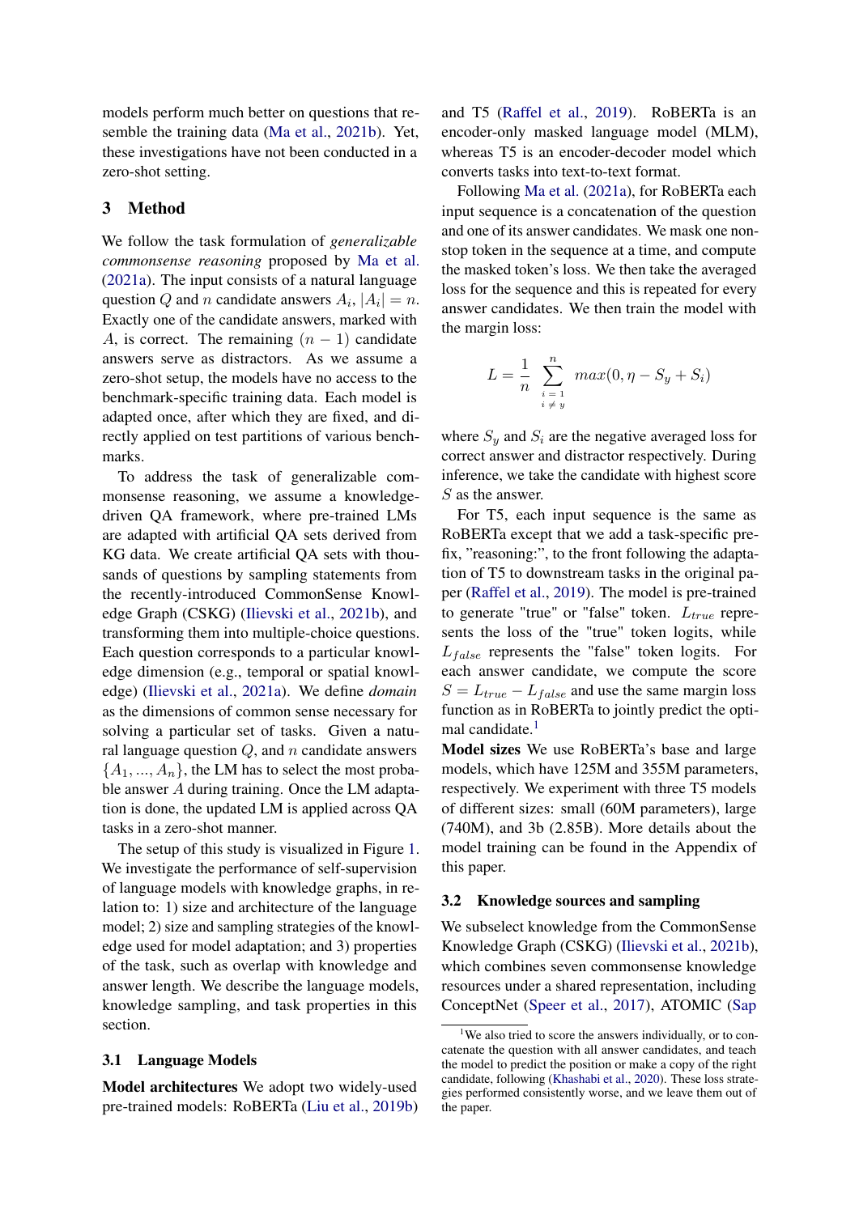models perform much better on questions that resemble the training data (Ma et al., 2021b). Yet, these investigations have not been conducted in a zero-shot setting.

## 3 Method

We follow the task formulation of *generalizable commonsense reasoning* proposed by Ma et al. (2021a). The input consists of a natural language question $Q$ and $n$ candidate answers $A_i$, $|A_i| = n$. Exactly one of the candidate answers, marked with $A$, is correct. The remaining $(n-1)$ candidate answers serve as distractors. As we assume a zero-shot setup, the models have no access to the benchmark-specific training data. Each model is adapted once, after which they are fixed, and directly applied on test partitions of various benchmarks.

To address the task of generalizable commonsense reasoning, we assume a knowledge-driven QA framework, where pre-trained LMs are adapted with artificial QA sets derived from KG data. We create artificial QA sets with thousands of questions by sampling statements from the recently-introduced CommonSense Knowledge Graph (CSKG) (Ilievski et al., 2021b), and transforming them into multiple-choice questions. Each question corresponds to a particular knowledge dimension (e.g., temporal or spatial knowledge) (Ilievski et al., 2021a). We define *domain* as the dimensions of common sense necessary for solving a particular set of tasks. Given a natural language question $Q$, and $n$ candidate answers $\{A_1, ..., A_n\}$, the LM has to select the most probable answer $A$ during training. Once the LM adaptation is done, the updated LM is applied across QA tasks in a zero-shot manner.

The setup of this study is visualized in Figure 1. We investigate the performance of self-supervision of language models with knowledge graphs, in relation to: 1) size and architecture of the language model; 2) size and sampling strategies of the knowledge used for model adaptation; and 3) properties of the task, such as overlap with knowledge and answer length. We describe the language models, knowledge sampling, and task properties in this section.

### 3.1 Language Models

**Model architectures** We adopt two widely-used pre-trained models: RoBERTa (Liu et al., 2019b) and T5 (Raffel et al., 2019). RoBERTa is an encoder-only masked language model (MLM), whereas T5 is an encoder-decoder model which converts tasks into text-to-text format.

Following Ma et al. (2021a), for RoBERTa each input sequence is a concatenation of the question and one of its answer candidates. We mask one non-stop token in the sequence at a time, and compute the masked token's loss. We then take the averaged loss for the sequence and this is repeated for every answer candidates. We then train the model with the margin loss:

$$L = \frac{1}{n} \sum_{\substack{i=1 \\ i \neq y}}^{n} max(0, \eta - S_y + S_i)$$

where $S_y$ and $S_i$ are the negative averaged loss for correct answer and distractor respectively. During inference, we take the candidate with highest score $S$ as the answer.

For T5, each input sequence is the same as RoBERTa except that we add a task-specific prefix, "reasoning:", to the front following the adaptation of T5 to downstream tasks in the original paper (Raffel et al., 2019). The model is pre-trained to generate "true" or "false" token. $L_{true}$ represents the loss of the "true" token logits, while $L_{false}$ represents the "false" token logits. For each answer candidate, we compute the score $S = L_{true} - L_{false}$ and use the same margin loss function as in RoBERTa to jointly predict the optimal candidate.[1]

**Model sizes** We use RoBERTa's base and large models, which have 125M and 355M parameters, respectively. We experiment with three T5 models of different sizes: small (60M parameters), large (740M), and 3b (2.85B). More details about the model training can be found in the Appendix of this paper.

### 3.2 Knowledge sources and sampling

We subselect knowledge from the CommonSense Knowledge Graph (CSKG) (Ilievski et al., 2021b), which combines seven commonsense knowledge resources under a shared representation, including ConceptNet (Speer et al., 2017), ATOMIC (Sap

[1] We also tried to score the answers individually, or to concatenate the question with all answer candidates, and teach the model to predict the position or make a copy of the right candidate, following (Khashabi et al., 2020). These loss strategies performed consistently worse, and we leave them out of the paper.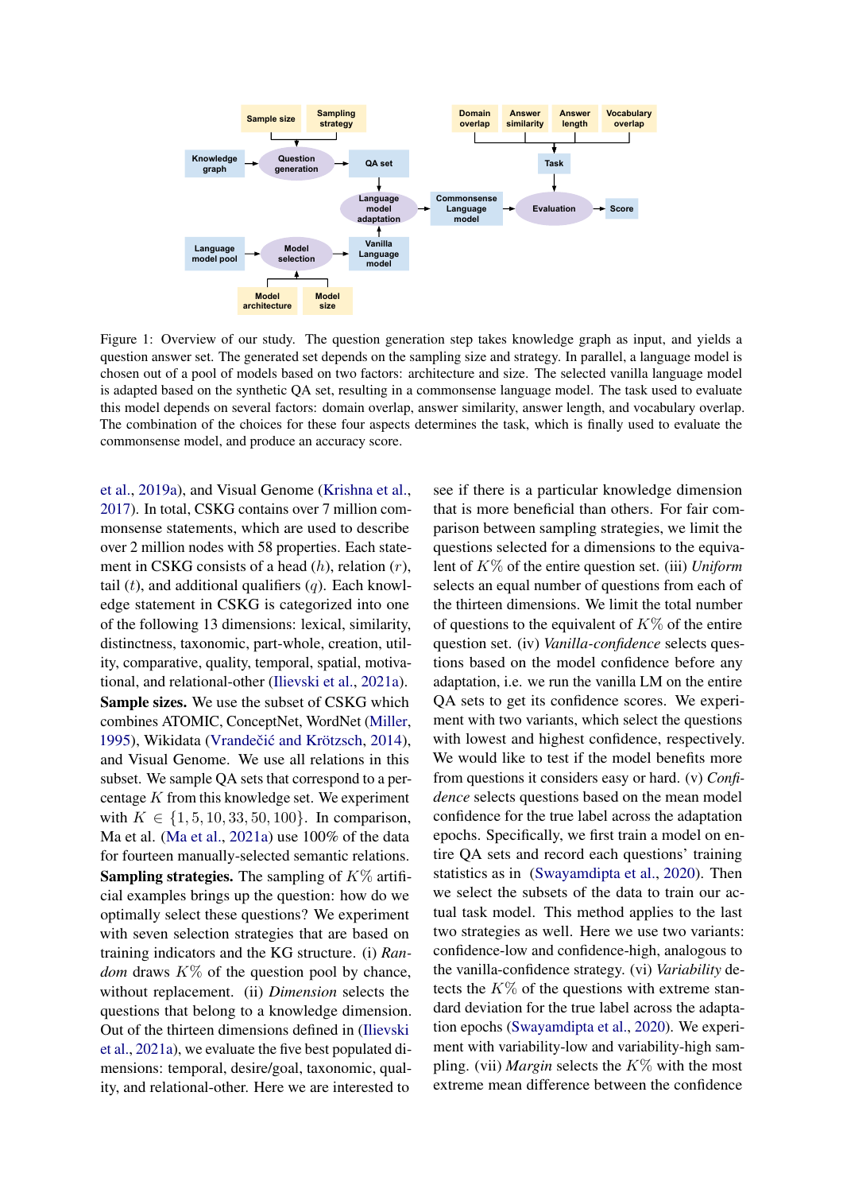Figure 1: Overview of our study. The question generation step takes knowledge graph as input, and yields a question answer set. The generated set depends on the sampling size and strategy. In parallel, a language model is chosen out of a pool of models based on two factors: architecture and size. The selected vanilla language model is adapted based on the synthetic QA set, resulting in a commonsense language model. The task used to evaluate this model depends on several factors: domain overlap, answer similarity, answer length, and vocabulary overlap. The combination of the choices for these four aspects determines the task, which is finally used to evaluate the commonsense model, and produce an accuracy score.

et al., 2019a), and Visual Genome (Krishna et al., 2017). In total, CSKG contains over 7 million commonsense statements, which are used to describe over 2 million nodes with 58 properties. Each statement in CSKG consists of a head ($h$), relation ($r$), tail ($t$), and additional qualifiers ($q$). Each knowledge statement in CSKG is categorized into one of the following 13 dimensions: lexical, similarity, distinctness, taxonomic, part-whole, creation, utility, comparative, quality, temporal, spatial, motivational, and relational-other (Ilievski et al., 2021a).

**Sample sizes.** We use the subset of CSKG which combines ATOMIC, ConceptNet, WordNet (Miller, 1995), Wikidata (Vrandečić and Krötzsch, 2014), and Visual Genome. We use all relations in this subset. We sample QA sets that correspond to a percentage $K$ from this knowledge set. We experiment with $K \in \{1, 5, 10, 33, 50, 100\}$. In comparison, Ma et al. (Ma et al., 2021a) use 100% of the data for fourteen manually-selected semantic relations.

**Sampling strategies.** The sampling of $K\%$ artificial examples brings up the question: how do we optimally select these questions? We experiment with seven selection strategies that are based on training indicators and the KG structure. (i) *Random* draws $K\%$ of the question pool by chance, without replacement. (ii) *Dimension* selects the questions that belong to a knowledge dimension. Out of the thirteen dimensions defined in (Ilievski et al., 2021a), we evaluate the five best populated dimensions: temporal, desire/goal, taxonomic, quality, and relational-other. Here we are interested to see if there is a particular knowledge dimension that is more beneficial than others. For fair comparison between sampling strategies, we limit the questions selected for a dimensions to the equivalent of $K\%$ of the entire question set. (iii) *Uniform* selects an equal number of questions from each of the thirteen dimensions. We limit the total number of questions to the equivalent of $K\%$ of the entire question set. (iv) *Vanilla-confidence* selects questions based on the model confidence before any adaptation, i.e. we run the vanilla LM on the entire QA sets to get its confidence scores. We experiment with two variants, which select the questions with lowest and highest confidence, respectively. We would like to test if the model benefits more from questions it considers easy or hard. (v) *Confidence* selects questions based on the mean model confidence for the true label across the adaptation epochs. Specifically, we first train a model on entire QA sets and record each questions' training statistics as in (Swayamdipta et al., 2020). Then we select the subsets of the data to train our actual task model. This method applies to the last two strategies as well. Here we use two variants: confidence-low and confidence-high, analogous to the vanilla-confidence strategy. (vi) *Variability* detects the $K\%$ of the questions with extreme standard deviation for the true label across the adaptation epochs (Swayamdipta et al., 2020). We experiment with variability-low and variability-high sampling. (vii) *Margin* selects the $K\%$ with the most extreme mean difference between the confidence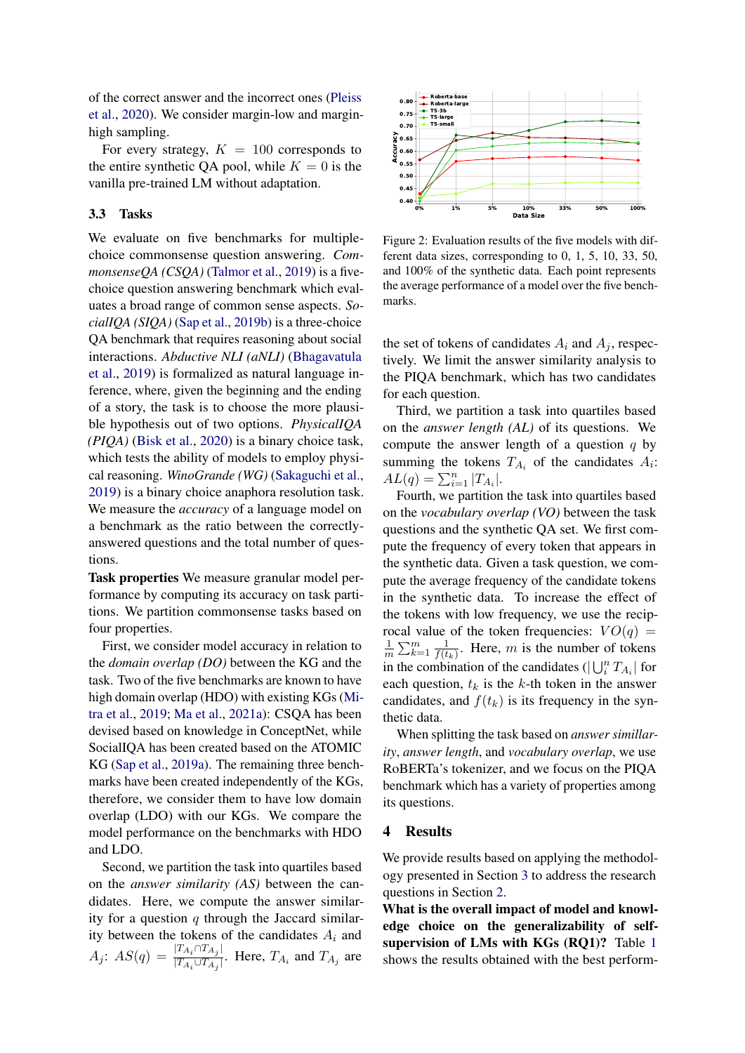of the correct answer and the incorrect ones (Pleiss et al., 2020). We consider margin-low and margin-high sampling.

For every strategy, $K = 100$ corresponds to the entire synthetic QA pool, while $K = 0$ is the vanilla pre-trained LM without adaptation.

### 3.3 Tasks

We evaluate on five benchmarks for multiple-choice commonsense question answering. *CommonsenseQA (CSQA)* (Talmor et al., 2019) is a five-choice question answering benchmark which evaluates a broad range of common sense aspects. *SocialIQA (SIQA)* (Sap et al., 2019b) is a three-choice QA benchmark that requires reasoning about social interactions. *Abductive NLI (aNLI)* (Bhagavatula et al., 2019) is formalized as natural language inference, where, given the beginning and the ending of a story, the task is to choose the more plausible hypothesis out of two options. *PhysicalIQA (PIQA)* (Bisk et al., 2020) is a binary choice task, which tests the ability of models to employ physical reasoning. *WinoGrande (WG)* (Sakaguchi et al., 2019) is a binary choice anaphora resolution task. We measure the *accuracy* of a language model on a benchmark as the ratio between the correctly-answered questions and the total number of questions.

**Task properties** We measure granular model performance by computing its accuracy on task partitions. We partition commonsense tasks based on four properties.

First, we consider model accuracy in relation to the *domain overlap (DO)* between the KG and the task. Two of the five benchmarks are known to have high domain overlap (HDO) with existing KGs (Mitra et al., 2019; Ma et al., 2021a): CSQA has been devised based on knowledge in ConceptNet, while SocialIQA has been created based on the ATOMIC KG (Sap et al., 2019a). The remaining three benchmarks have been created independently of the KGs, therefore, we consider them to have low domain overlap (LDO) with our KGs. We compare the model performance on the benchmarks with HDO and LDO.

Second, we partition the task into quartiles based on the *answer similarity (AS)* between the candidates. Here, we compute the answer similarity for a question $q$ through the Jaccard similarity between the tokens of the candidates $A_i$ and $A_j$: $AS(q) = \frac{|T_{A_i} \cap T_{A_j}|}{|T_{A_i} \cup T_{A_j}|}$. Here, $T_{A_i}$ and $T_{A_j}$ are the set of tokens of candidates $A_i$ and $A_j$, respectively. We limit the answer similarity analysis to the PIQA benchmark, which has two candidates for each question.

Third, we partition a task into quartiles based on the *answer length (AL)* of its questions. We compute the answer length of a question $q$ by summing the tokens $T_{A_i}$ of the candidates $A_i$: $AL(q) = \sum_{i=1}^{n} |T_{A_i}|$.

Fourth, we partition the task into quartiles based on the *vocabulary overlap (VO)* between the task questions and the synthetic QA set. We first compute the frequency of every token that appears in the synthetic data. Given a task question, we compute the average frequency of the candidate tokens in the synthetic data. To increase the effect of the tokens with low frequency, we use the reciprocal value of the token frequencies: $VO(q) = \frac{1}{m} \sum_{k=1}^{m} \frac{1}{f(t_k)}$. Here, $m$ is the number of tokens in the combination of the candidates ($|\bigcup_i^n T_{A_i}|$ for each question, $t_k$ is the $k$-th token in the answer candidates, and $f(t_k)$ is its frequency in the synthetic data.

When splitting the task based on *answer similarity*, *answer length*, and *vocabulary overlap*, we use RoBERTa's tokenizer, and we focus on the PIQA benchmark which has a variety of properties among its questions.

Figure 2: Evaluation results of the five models with different data sizes, corresponding to 0, 1, 5, 10, 33, 50, and 100% of the synthetic data. Each point represents the average performance of a model over the five benchmarks.

## 4 Results

We provide results based on applying the methodology presented in Section 3 to address the research questions in Section 2.

**What is the overall impact of model and knowledge choice on the generalizability of self-supervision of LMs with KGs (RQ1)?** Table 1 shows the results obtained with the best perform-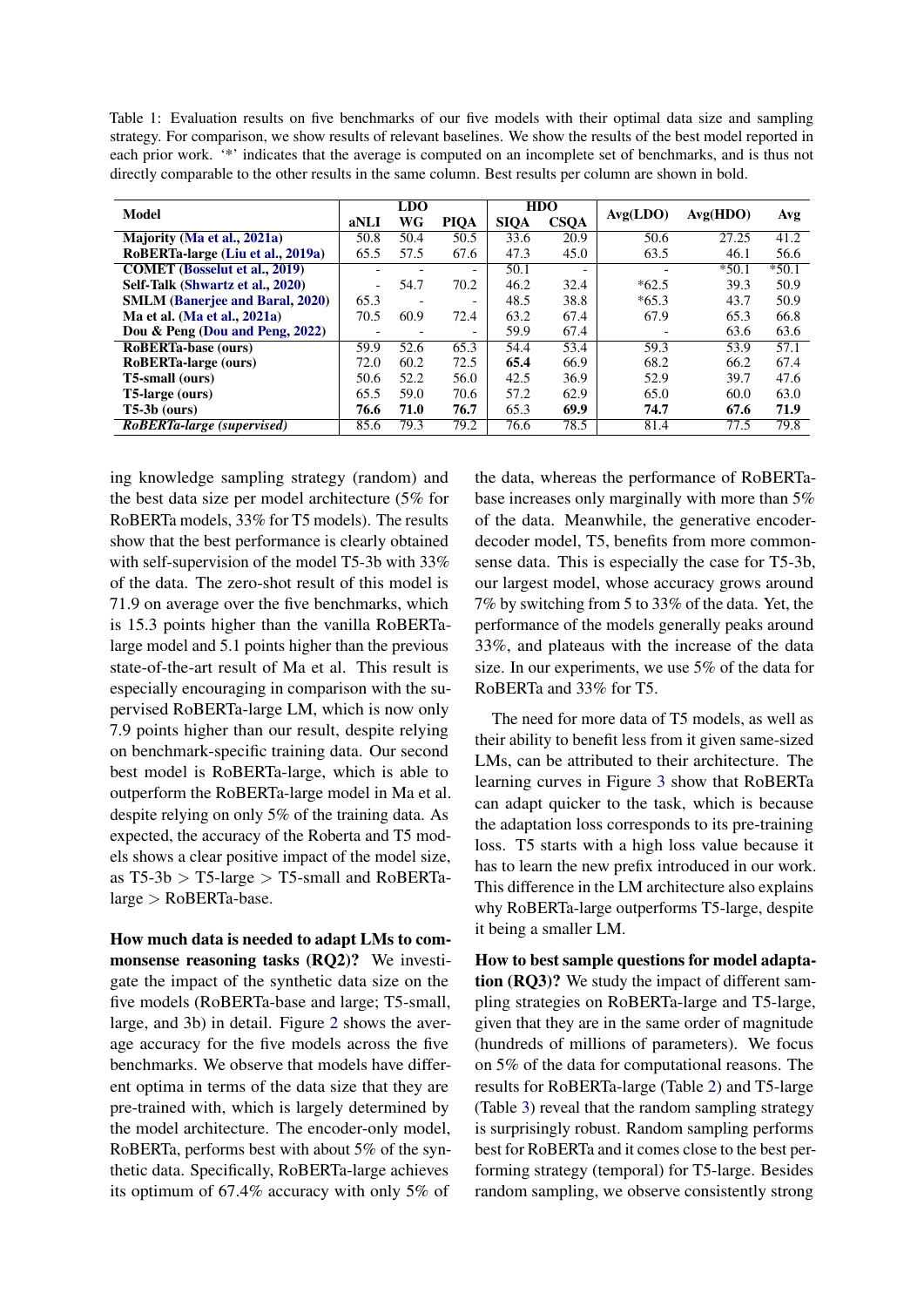Table 1: Evaluation results on five benchmarks of our five models with their optimal data size and sampling strategy. For comparison, we show results of relevant baselines. We show the results of the best model reported in each prior work. '*' indicates that the average is computed on an incomplete set of benchmarks, and is thus not directly comparable to the other results in the same column. Best results per column are shown in bold.

| Model | LDO | | | HDO | | Avg(LDO) | Avg(HDO) | Avg |
|---|---|---|---|---|---|---|---|---|
| | aNLI | WG | PIQA | SIQA | CSQA | | | |
| **Majority (Ma et al., 2021a)** | 50.8 | 50.4 | 50.5 | 33.6 | 20.9 | 50.6 | 27.25 | 41.2 |
| **RoBERTa-large (Liu et al., 2019a)** | 65.5 | 57.5 | 67.6 | 47.3 | 45.0 | 63.5 | 46.1 | 56.6 |
| **COMET (Bosselut et al., 2019)** | - | - | - | 50.1 | - | - | *50.1 | *50.1 |
| **Self-Talk (Shwartz et al., 2020)** | - | 54.7 | 70.2 | 46.2 | 32.4 | *62.5 | 39.3 | 50.9 |
| **SMLM (Banerjee and Baral, 2020)** | 65.3 | - | - | 48.5 | 38.8 | *65.3 | 43.7 | 50.9 |
| **Ma et al. (Ma et al., 2021a)** | 70.5 | 60.9 | 72.4 | 63.2 | 67.4 | 67.9 | 65.3 | 66.8 |
| **Dou & Peng (Dou and Peng, 2022)** | - | - | - | 59.9 | 67.4 | - | 63.6 | 63.6 |
| **RoBERTa-base (ours)** | 59.9 | 52.6 | 65.3 | 54.4 | 53.4 | 59.3 | 53.9 | 57.1 |
| **RoBERTa-large (ours)** | 72.0 | 60.2 | 72.5 | **65.4** | 66.9 | 68.2 | 66.2 | 67.4 |
| **T5-small (ours)** | 50.6 | 52.2 | 56.0 | 42.5 | 36.9 | 52.9 | 39.7 | 47.6 |
| **T5-large (ours)** | 65.5 | 59.0 | 70.6 | 57.2 | 62.9 | 65.0 | 60.0 | 63.0 |
| **T5-3b (ours)** | **76.6** | **71.0** | **76.7** | 65.3 | **69.9** | **74.7** | **67.6** | **71.9** |
| ***RoBERTa-large (supervised)*** | 85.6 | 79.3 | 79.2 | 76.6 | 78.5 | 81.4 | 77.5 | 79.8 |

ing knowledge sampling strategy (random) and the best data size per model architecture (5% for RoBERTa models, 33% for T5 models). The results show that the best performance is clearly obtained with self-supervision of the model T5-3b with 33% of the data. The zero-shot result of this model is 71.9 on average over the five benchmarks, which is 15.3 points higher than the vanilla RoBERTa-large model and 5.1 points higher than the previous state-of-the-art result of Ma et al. This result is especially encouraging in comparison with the supervised RoBERTa-large LM, which is now only 7.9 points higher than our result, despite relying on benchmark-specific training data. Our second best model is RoBERTa-large, which is able to outperform the RoBERTa-large model in Ma et al. despite relying on only 5% of the training data. As expected, the accuracy of the Roberta and T5 models shows a clear positive impact of the model size, as T5-3b > T5-large > T5-small and RoBERTa-large > RoBERTa-base.

**How much data is needed to adapt LMs to commonsense reasoning tasks (RQ2)?** We investigate the impact of the synthetic data size on the five models (RoBERTa-base and large; T5-small, large, and 3b) in detail. Figure 2 shows the average accuracy for the five models across the five benchmarks. We observe that models have different optima in terms of the data size that they are pre-trained with, which is largely determined by the model architecture. The encoder-only model, RoBERTa, performs best with about 5% of the synthetic data. Specifically, RoBERTa-large achieves its optimum of 67.4% accuracy with only 5% of the data, whereas the performance of RoBERTa-base increases only marginally with more than 5% of the data. Meanwhile, the generative encoder-decoder model, T5, benefits from more commonsense data. This is especially the case for T5-3b, our largest model, whose accuracy grows around 7% by switching from 5 to 33% of the data. Yet, the performance of the models generally peaks around 33%, and plateaus with the increase of the data size. In our experiments, we use 5% of the data for RoBERTa and 33% for T5.

The need for more data of T5 models, as well as their ability to benefit less from it given same-sized LMs, can be attributed to their architecture. The learning curves in Figure 3 show that RoBERTa can adapt quicker to the task, which is because the adaptation loss corresponds to its pre-training loss. T5 starts with a high loss value because it has to learn the new prefix introduced in our work. This difference in the LM architecture also explains why RoBERTa-large outperforms T5-large, despite it being a smaller LM.

**How to best sample questions for model adaptation (RQ3)?** We study the impact of different sampling strategies on RoBERTa-large and T5-large, given that they are in the same order of magnitude (hundreds of millions of parameters). We focus on 5% of the data for computational reasons. The results for RoBERTa-large (Table 2) and T5-large (Table 3) reveal that the random sampling strategy is surprisingly robust. Random sampling performs best for RoBERTa and it comes close to the best performing strategy (temporal) for T5-large. Besides random sampling, we observe consistently strong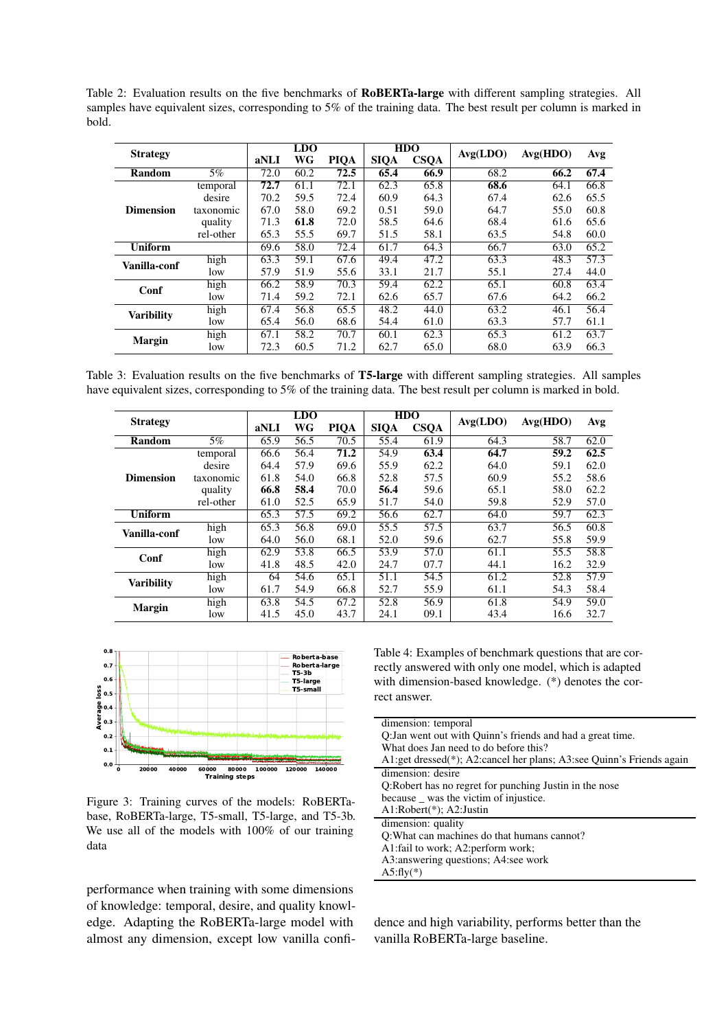Table 2: Evaluation results on the five benchmarks of **RoBERTa-large** with different sampling strategies. All samples have equivalent sizes, corresponding to 5% of the training data. The best result per column is marked in bold.

| Strategy | | LDO | | | HDO | | Avg(LDO) | Avg(HDO) | Avg |
|---|---|---|---|---|---|---|---|---|---|
| | | aNLI | WG | PIQA | SIQA | CSQA | | | |
| **Random** | 5% | 72.0 | 60.2 | **72.5** | **65.4** | **66.9** | 68.2 | **66.2** | **67.4** |
| **Dimension** | temporal | **72.7** | 61.1 | 72.1 | 62.3 | 65.8 | **68.6** | 64.1 | 66.8 |
| | desire | 70.2 | 59.5 | 72.4 | 60.9 | 64.3 | 67.4 | 62.6 | 65.5 |
| | taxonomic | 67.0 | 58.0 | 69.2 | 0.51 | 59.0 | 64.7 | 55.0 | 60.8 |
| | quality | 71.3 | **61.8** | 72.0 | 58.5 | 64.6 | 68.4 | 61.6 | 65.6 |
| | rel-other | 65.3 | 55.5 | 69.7 | 51.5 | 58.1 | 63.5 | 54.8 | 60.0 |
| **Uniform** | | 69.6 | 58.0 | 72.4 | 61.7 | 64.3 | 66.7 | 63.0 | 65.2 |
| **Vanilla-conf** | high | 63.3 | 59.1 | 67.6 | 49.4 | 47.2 | 63.3 | 48.3 | 57.3 |
| | low | 57.9 | 51.9 | 55.6 | 33.1 | 21.7 | 55.1 | 27.4 | 44.0 |
| **Conf** | high | 66.2 | 58.9 | 70.3 | 59.4 | 62.2 | 65.1 | 60.8 | 63.4 |
| | low | 71.4 | 59.2 | 72.1 | 62.6 | 65.7 | 67.6 | 64.2 | 66.2 |
| **Varibility** | high | 67.4 | 56.8 | 65.5 | 48.2 | 44.0 | 63.2 | 46.1 | 56.4 |
| | low | 65.4 | 56.0 | 68.6 | 54.4 | 61.0 | 63.3 | 57.7 | 61.1 |
| **Margin** | high | 67.1 | 58.2 | 70.7 | 60.1 | 62.3 | 65.3 | 61.2 | 63.7 |
| | low | 72.3 | 60.5 | 71.2 | 62.7 | 65.0 | 68.0 | 63.9 | 66.3 |

Table 3: Evaluation results on the five benchmarks of **T5-large** with different sampling strategies. All samples have equivalent sizes, corresponding to 5% of the training data. The best result per column is marked in bold.

| Strategy | | LDO | | | HDO | | Avg(LDO) | Avg(HDO) | Avg |
|---|---|---|---|---|---|---|---|---|---|
| | | aNLI | WG | PIQA | SIQA | CSQA | | | |
| **Random** | 5% | 65.9 | 56.5 | 70.5 | 55.4 | 61.9 | 64.3 | 58.7 | 62.0 |
| **Dimension** | temporal | 66.6 | 56.4 | **71.2** | 54.9 | **63.4** | **64.7** | **59.2** | **62.5** |
| | desire | 64.4 | 57.9 | 69.6 | 55.9 | 62.2 | 64.0 | 59.1 | 62.0 |
| | taxonomic | 61.8 | 54.0 | 66.8 | 52.8 | 57.5 | 60.9 | 55.2 | 58.6 |
| | quality | **66.8** | **58.4** | 70.0 | **56.4** | 59.6 | 65.1 | 58.0 | 62.2 |
| | rel-other | 61.0 | 52.5 | 65.9 | 51.7 | 54.0 | 59.8 | 52.9 | 57.0 |
| **Uniform** | | 65.3 | 57.5 | 69.2 | 56.6 | 62.7 | 64.0 | 59.7 | 62.3 |
| **Vanilla-conf** | high | 65.3 | 56.8 | 69.0 | 55.5 | 57.5 | 63.7 | 56.5 | 60.8 |
| | low | 64.0 | 56.0 | 68.1 | 52.0 | 59.6 | 62.7 | 55.8 | 59.9 |
| **Conf** | high | 62.9 | 53.8 | 66.5 | 53.9 | 57.0 | 61.1 | 55.5 | 58.8 |
| | low | 41.8 | 48.5 | 42.0 | 24.7 | 07.7 | 44.1 | 16.2 | 32.9 |
| **Varibility** | high | 64 | 54.6 | 65.1 | 51.1 | 54.5 | 61.2 | 52.8 | 57.9 |
| | low | 61.7 | 54.9 | 66.8 | 52.7 | 55.9 | 61.1 | 54.3 | 58.4 |
| **Margin** | high | 63.8 | 54.5 | 67.2 | 52.8 | 56.9 | 61.8 | 54.9 | 59.0 |
| | low | 41.5 | 45.0 | 43.7 | 24.1 | 09.1 | 43.4 | 16.6 | 32.7 |

Figure 3: Training curves of the models: RoBERTa-base, RoBERTa-large, T5-small, T5-large, and T5-3b. We use all of the models with 100% of our training data

performance when training with some dimensions of knowledge: temporal, desire, and quality knowledge. Adapting the RoBERTa-large model with almost any dimension, except low vanilla confidence and high variability, performs better than the vanilla RoBERTa-large baseline.

Table 4: Examples of benchmark questions that are correctly answered with only one model, which is adapted with dimension-based knowledge. (*) denotes the correct answer.

| |
|---|
| dimension: temporal<br>Q:Jan went out with Quinn's friends and had a great time.<br>What does Jan need to do before this?<br>A1:get dressed(*); A2:cancel her plans; A3:see Quinn's Friends again |
| dimension: desire<br>Q:Robert has no regret for punching Justin in the nose<br>because _ was the victim of injustice.<br>A1:Robert(*); A2:Justin |
| dimension: quality<br>Q:What can machines do that humans cannot?<br>A1:fail to work; A2:perform work;<br>A3:answering questions; A4:see work<br>A5:fly(*) |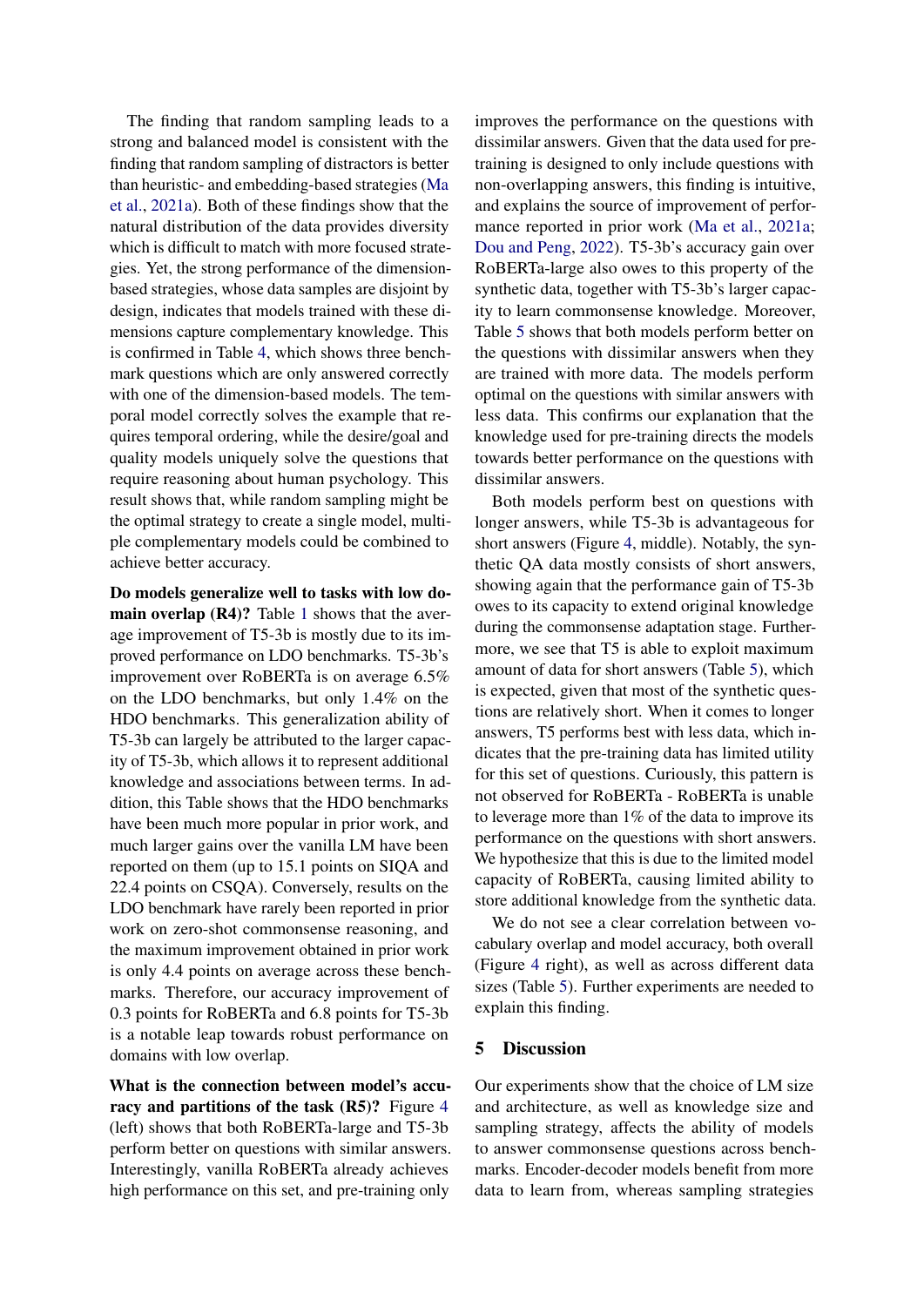The finding that random sampling leads to a strong and balanced model is consistent with the finding that random sampling of distractors is better than heuristic- and embedding-based strategies (Ma et al., 2021a). Both of these findings show that the natural distribution of the data provides diversity which is difficult to match with more focused strategies. Yet, the strong performance of the dimension-based strategies, whose data samples are disjoint by design, indicates that models trained with these dimensions capture complementary knowledge. This is confirmed in Table 4, which shows three benchmark questions which are only answered correctly with one of the dimension-based models. The temporal model correctly solves the example that requires temporal ordering, while the desire/goal and quality models uniquely solve the questions that require reasoning about human psychology. This result shows that, while random sampling might be the optimal strategy to create a single model, multiple complementary models could be combined to achieve better accuracy.

**Do models generalize well to tasks with low domain overlap (R4)?** Table 1 shows that the average improvement of T5-3b is mostly due to its improved performance on LDO benchmarks. T5-3b's improvement over RoBERTa is on average 6.5% on the LDO benchmarks, but only 1.4% on the HDO benchmarks. This generalization ability of T5-3b can largely be attributed to the larger capacity of T5-3b, which allows it to represent additional knowledge and associations between terms. In addition, this Table shows that the HDO benchmarks have been much more popular in prior work, and much larger gains over the vanilla LM have been reported on them (up to 15.1 points on SIQA and 22.4 points on CSQA). Conversely, results on the LDO benchmark have rarely been reported in prior work on zero-shot commonsense reasoning, and the maximum improvement obtained in prior work is only 4.4 points on average across these benchmarks. Therefore, our accuracy improvement of 0.3 points for RoBERTa and 6.8 points for T5-3b is a notable leap towards robust performance on domains with low overlap.

**What is the connection between model's accuracy and partitions of the task (R5)?** Figure 4 (left) shows that both RoBERTa-large and T5-3b perform better on questions with similar answers. Interestingly, vanilla RoBERTa already achieves high performance on this set, and pre-training only improves the performance on the questions with dissimilar answers. Given that the data used for pre-training is designed to only include questions with non-overlapping answers, this finding is intuitive, and explains the source of improvement of performance reported in prior work (Ma et al., 2021a; Dou and Peng, 2022). T5-3b's accuracy gain over RoBERTa-large also owes to this property of the synthetic data, together with T5-3b's larger capacity to learn commonsense knowledge. Moreover, Table 5 shows that both models perform better on the questions with dissimilar answers when they are trained with more data. The models perform optimal on the questions with similar answers with less data. This confirms our explanation that the knowledge used for pre-training directs the models towards better performance on the questions with dissimilar answers.

Both models perform best on questions with longer answers, while T5-3b is advantageous for short answers (Figure 4, middle). Notably, the synthetic QA data mostly consists of short answers, showing again that the performance gain of T5-3b owes to its capacity to extend original knowledge during the commonsense adaptation stage. Furthermore, we see that T5 is able to exploit maximum amount of data for short answers (Table 5), which is expected, given that most of the synthetic questions are relatively short. When it comes to longer answers, T5 performs best with less data, which indicates that the pre-training data has limited utility for this set of questions. Curiously, this pattern is not observed for RoBERTa - RoBERTa is unable to leverage more than 1% of the data to improve its performance on the questions with short answers. We hypothesize that this is due to the limited model capacity of RoBERTa, causing limited ability to store additional knowledge from the synthetic data.

We do not see a clear correlation between vocabulary overlap and model accuracy, both overall (Figure 4 right), as well as across different data sizes (Table 5). Further experiments are needed to explain this finding.

## 5 Discussion

Our experiments show that the choice of LM size and architecture, as well as knowledge size and sampling strategy, affects the ability of models to answer commonsense questions across benchmarks. Encoder-decoder models benefit from more data to learn from, whereas sampling strategies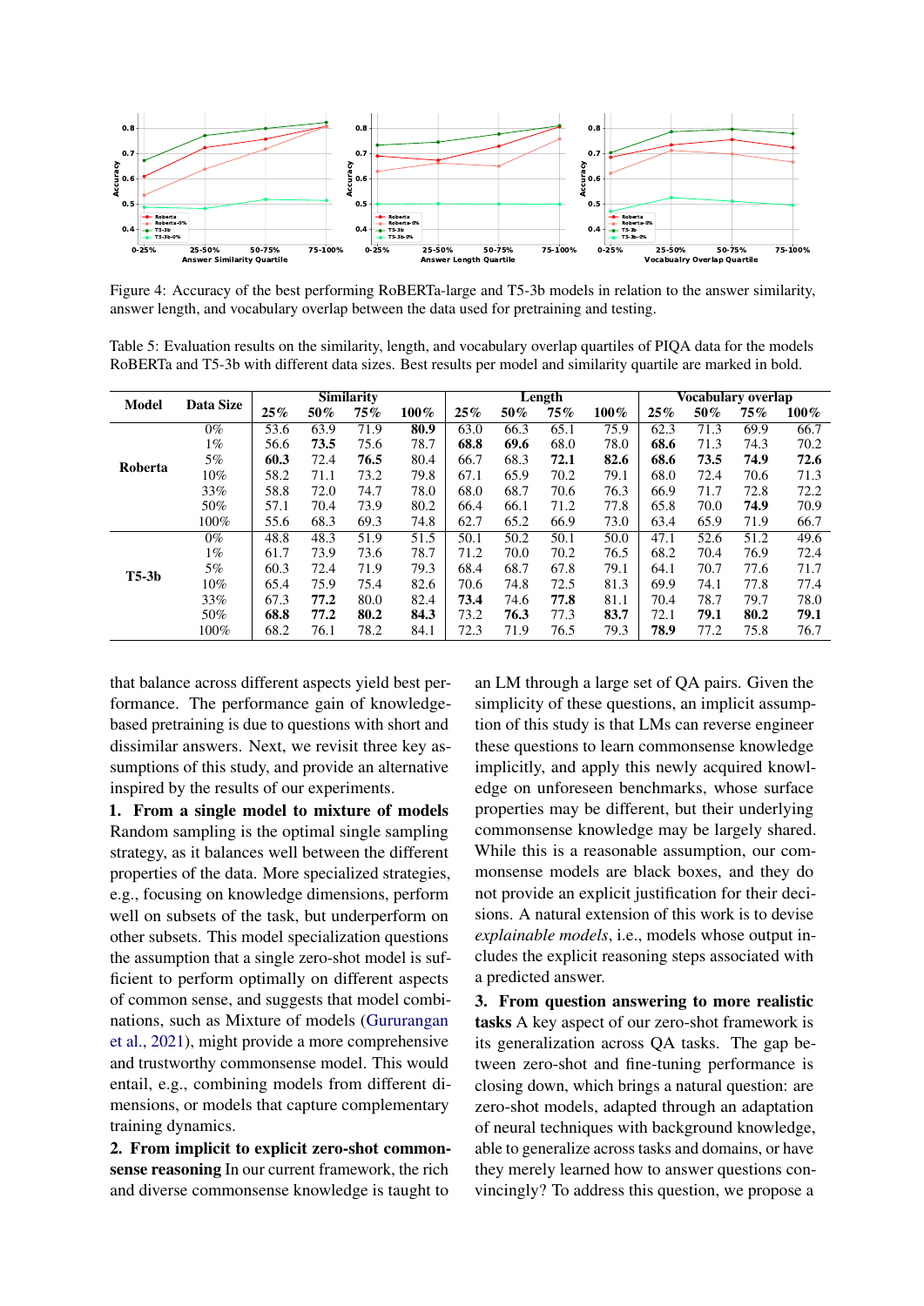Figure 4: Accuracy of the best performing RoBERTa-large and T5-3b models in relation to the answer similarity, answer length, and vocabulary overlap between the data used for pretraining and testing.

Table 5: Evaluation results on the similarity, length, and vocabulary overlap quartiles of PIQA data for the models RoBERTa and T5-3b with different data sizes. Best results per model and similarity quartile are marked in bold.

| Model | Data Size | Similarity | | | | Length | | | | Vocabulary overlap | | | |
|---|---|---|---|---|---|---|---|---|---|---|---|---|---|
| | | 25% | 50% | 75% | 100% | 25% | 50% | 75% | 100% | 25% | 50% | 75% | 100% |
| Roberta | 0% | 53.6 | 63.9 | 71.9 | **80.9** | 63.0 | 66.3 | 65.1 | 75.9 | 62.3 | 71.3 | 69.9 | 66.7 |
| | 1% | 56.6 | **73.5** | 75.6 | 78.7 | **68.8** | **69.6** | 68.0 | 78.0 | **68.6** | 71.3 | 74.3 | 70.2 |
| | 5% | **60.3** | 72.4 | **76.5** | 80.4 | 66.7 | 68.3 | **72.1** | **82.6** | **68.6** | **73.5** | **74.9** | **72.6** |
| | 10% | 58.2 | 71.1 | 73.2 | 79.8 | 67.1 | 65.9 | 70.2 | 79.1 | 68.0 | 72.4 | 70.6 | 71.3 |
| | 33% | 58.8 | 72.0 | 74.7 | 78.0 | 68.0 | 68.7 | 70.6 | 76.3 | 66.9 | 71.7 | 72.8 | 72.2 |
| | 50% | 57.1 | 70.4 | 73.9 | 80.2 | 66.4 | 66.1 | 71.2 | 77.8 | 65.8 | 70.0 | **74.9** | 70.9 |
| | 100% | 55.6 | 68.3 | 69.3 | 74.8 | 62.7 | 65.2 | 66.9 | 73.0 | 63.4 | 65.9 | 71.9 | 66.7 |
| T5-3b | 0% | 48.8 | 48.3 | 51.9 | 51.5 | 50.1 | 50.2 | 50.1 | 50.0 | 47.1 | 52.6 | 51.2 | 49.6 |
| | 1% | 61.7 | 73.9 | 73.6 | 78.7 | 71.2 | 70.0 | 70.2 | 76.5 | 68.2 | 70.4 | 76.9 | 72.4 |
| | 5% | 60.3 | 72.4 | 71.9 | 79.3 | 68.4 | 68.7 | 67.8 | 79.1 | 64.1 | 70.7 | 77.6 | 71.7 |
| | 10% | 65.4 | 75.9 | 75.4 | 82.6 | 70.6 | 74.8 | 72.5 | 81.3 | 69.9 | 74.1 | 77.8 | 77.4 |
| | 33% | 67.3 | **77.2** | 80.0 | 82.4 | **73.4** | 74.6 | **77.8** | 81.1 | 70.4 | 78.7 | 79.7 | 78.0 |
| | 50% | **68.8** | **77.2** | **80.2** | **84.3** | 73.2 | **76.3** | 77.3 | **83.7** | 72.1 | **79.1** | **80.2** | **79.1** |
| | 100% | 68.2 | 76.1 | 78.2 | 84.1 | 72.3 | 71.9 | 76.5 | 79.3 | **78.9** | 77.2 | 75.8 | 76.7 |

that balance across different aspects yield best performance. The performance gain of knowledge-based pretraining is due to questions with short and dissimilar answers. Next, we revisit three key assumptions of this study, and provide an alternative inspired by the results of our experiments.

**1. From a single model to mixture of models** Random sampling is the optimal single sampling strategy, as it balances well between the different properties of the data. More specialized strategies, e.g., focusing on knowledge dimensions, perform well on subsets of the task, but underperform on other subsets. This model specialization questions the assumption that a single zero-shot model is sufficient to perform optimally on different aspects of common sense, and suggests that model combinations, such as Mixture of models (Gururangan et al., 2021), might provide a more comprehensive and trustworthy commonsense model. This would entail, e.g., combining models from different dimensions, or models that capture complementary training dynamics.

**2. From implicit to explicit zero-shot commonsense reasoning** In our current framework, the rich and diverse commonsense knowledge is taught to an LM through a large set of QA pairs. Given the simplicity of these questions, an implicit assumption of this study is that LMs can reverse engineer these questions to learn commonsense knowledge implicitly, and apply this newly acquired knowledge on unforeseen benchmarks, whose surface properties may be different, but their underlying commonsense knowledge may be largely shared. While this is a reasonable assumption, our commonsense models are black boxes, and they do not provide an explicit justification for their decisions. A natural extension of this work is to devise *explainable models*, i.e., models whose output includes the explicit reasoning steps associated with a predicted answer.

**3. From question answering to more realistic tasks** A key aspect of our zero-shot framework is its generalization across QA tasks. The gap between zero-shot and fine-tuning performance is closing down, which brings a natural question: are zero-shot models, adapted through an adaptation of neural techniques with background knowledge, able to generalize across tasks and domains, or have they merely learned how to answer questions convincingly? To address this question, we propose a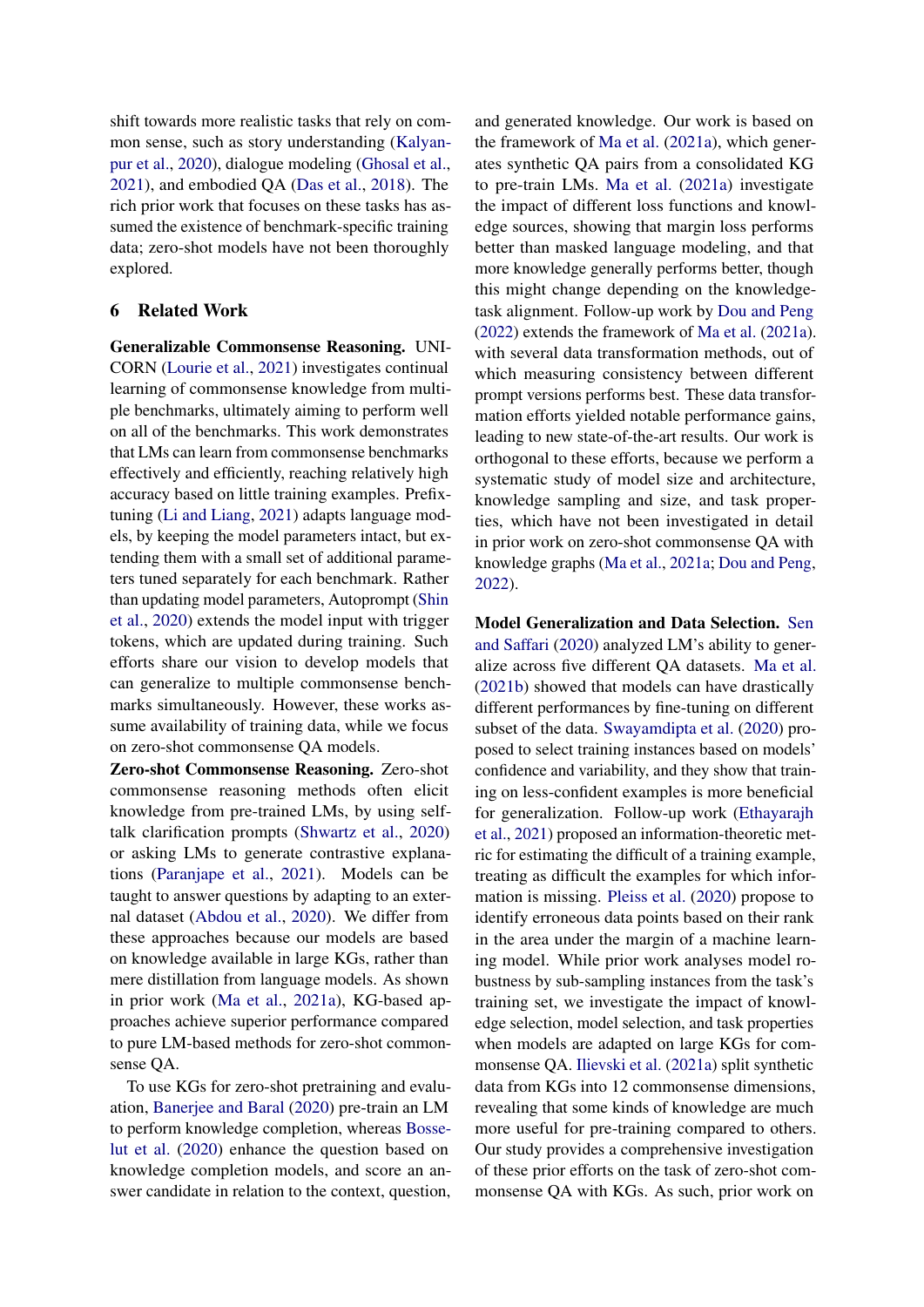shift towards more realistic tasks that rely on common sense, such as story understanding (Kalyanpur et al., 2020), dialogue modeling (Ghosal et al., 2021), and embodied QA (Das et al., 2018). The rich prior work that focuses on these tasks has assumed the existence of benchmark-specific training data; zero-shot models have not been thoroughly explored.

## 6 Related Work

**Generalizable Commonsense Reasoning.** UNICORN (Lourie et al., 2021) investigates continual learning of commonsense knowledge from multiple benchmarks, ultimately aiming to perform well on all of the benchmarks. This work demonstrates that LMs can learn from commonsense benchmarks effectively and efficiently, reaching relatively high accuracy based on little training examples. Prefix-tuning (Li and Liang, 2021) adapts language models, by keeping the model parameters intact, but extending them with a small set of additional parameters tuned separately for each benchmark. Rather than updating model parameters, Autoprompt (Shin et al., 2020) extends the model input with trigger tokens, which are updated during training. Such efforts share our vision to develop models that can generalize to multiple commonsense benchmarks simultaneously. However, these works assume availability of training data, while we focus on zero-shot commonsense QA models.

**Zero-shot Commonsense Reasoning.** Zero-shot commonsense reasoning methods often elicit knowledge from pre-trained LMs, by using self-talk clarification prompts (Shwartz et al., 2020) or asking LMs to generate contrastive explanations (Paranjape et al., 2021). Models can be taught to answer questions by adapting to an external dataset (Abdou et al., 2020). We differ from these approaches because our models are based on knowledge available in large KGs, rather than mere distillation from language models. As shown in prior work (Ma et al., 2021a), KG-based approaches achieve superior performance compared to pure LM-based methods for zero-shot commonsense QA.

To use KGs for zero-shot pretraining and evaluation, Banerjee and Baral (2020) pre-train an LM to perform knowledge completion, whereas Bosselut et al. (2020) enhance the question based on knowledge completion models, and score an answer candidate in relation to the context, question, and generated knowledge. Our work is based on the framework of Ma et al. (2021a), which generates synthetic QA pairs from a consolidated KG to pre-train LMs. Ma et al. (2021a) investigate the impact of different loss functions and knowledge sources, showing that margin loss performs better than masked language modeling, and that more knowledge generally performs better, though this might change depending on the knowledge-task alignment. Follow-up work by Dou and Peng (2022) extends the framework of Ma et al. (2021a). with several data transformation methods, out of which measuring consistency between different prompt versions performs best. These data transformation efforts yielded notable performance gains, leading to new state-of-the-art results. Our work is orthogonal to these efforts, because we perform a systematic study of model size and architecture, knowledge sampling and size, and task properties, which have not been investigated in detail in prior work on zero-shot commonsense QA with knowledge graphs (Ma et al., 2021a; Dou and Peng, 2022).

**Model Generalization and Data Selection.** Sen and Saffari (2020) analyzed LM's ability to generalize across five different QA datasets. Ma et al. (2021b) showed that models can have drastically different performances by fine-tuning on different subset of the data. Swayamdipta et al. (2020) proposed to select training instances based on models' confidence and variability, and they show that training on less-confident examples is more beneficial for generalization. Follow-up work (Ethayarajh et al., 2021) proposed an information-theoretic metric for estimating the difficult of a training example, treating as difficult the examples for which information is missing. Pleiss et al. (2020) propose to identify erroneous data points based on their rank in the area under the margin of a machine learning model. While prior work analyses model robustness by sub-sampling instances from the task's training set, we investigate the impact of knowledge selection, model selection, and task properties when models are adapted on large KGs for commonsense QA. Ilievski et al. (2021a) split synthetic data from KGs into 12 commonsense dimensions, revealing that some kinds of knowledge are much more useful for pre-training compared to others. Our study provides a comprehensive investigation of these prior efforts on the task of zero-shot commonsense QA with KGs. As such, prior work on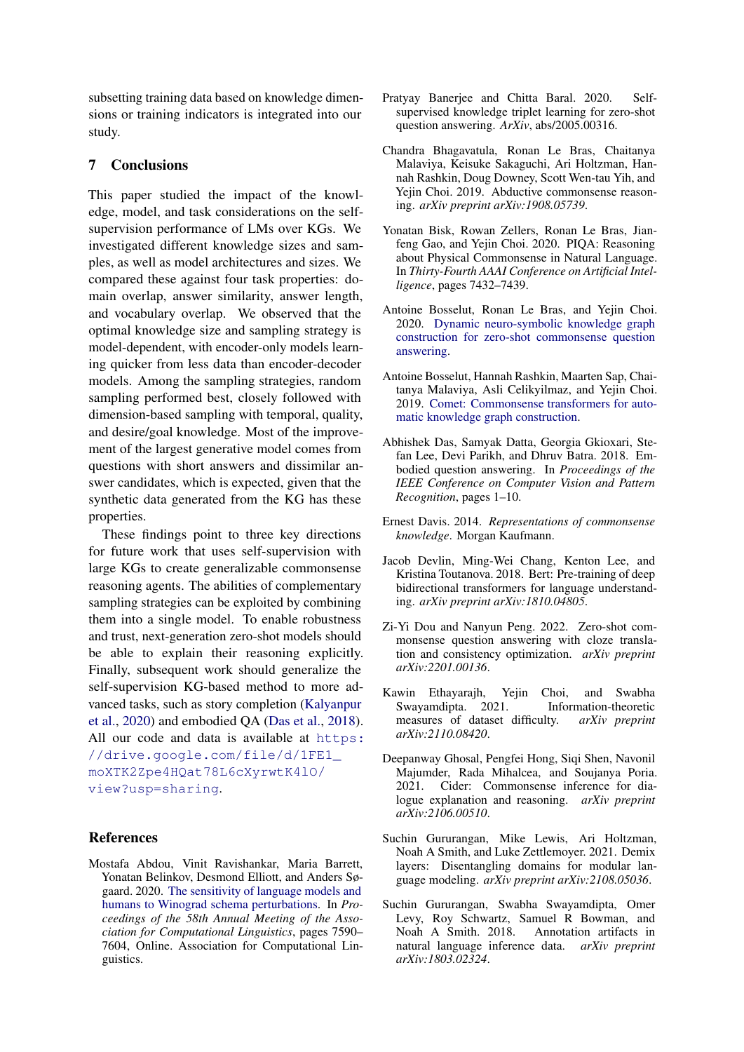subsetting training data based on knowledge dimensions or training indicators is integrated into our study.

## 7 Conclusions

This paper studied the impact of the knowledge, model, and task considerations on the self-supervision performance of LMs over KGs. We investigated different knowledge sizes and samples, as well as model architectures and sizes. We compared these against four task properties: domain overlap, answer similarity, answer length, and vocabulary overlap. We observed that the optimal knowledge size and sampling strategy is model-dependent, with encoder-only models learning quicker from less data than encoder-decoder models. Among the sampling strategies, random sampling performed best, closely followed with dimension-based sampling with temporal, quality, and desire/goal knowledge. Most of the improvement of the largest generative model comes from questions with short answers and dissimilar answer candidates, which is expected, given that the synthetic data generated from the KG has these properties.

These findings point to three key directions for future work that uses self-supervision with large KGs to create generalizable commonsense reasoning agents. The abilities of complementary sampling strategies can be exploited by combining them into a single model. To enable robustness and trust, next-generation zero-shot models should be able to explain their reasoning explicitly. Finally, subsequent work should generalize the self-supervision KG-based method to more advanced tasks, such as story completion (Kalyanpur et al., 2020) and embodied QA (Das et al., 2018). All our code and data is available at https://drive.google.com/file/d/1FE1_moXTK2Zpe4HQat78L6cXyrwtK41O/view?usp=sharing.

## References

Mostafa Abdou, Vinit Ravishankar, Maria Barrett, Yonatan Belinkov, Desmond Elliott, and Anders Søgaard. 2020. The sensitivity of language models and humans to Winograd schema perturbations. In *Proceedings of the 58th Annual Meeting of the Association for Computational Linguistics*, pages 7590–7604, Online. Association for Computational Linguistics.

Pratyay Banerjee and Chitta Baral. 2020. Self-supervised knowledge triplet learning for zero-shot question answering. *ArXiv*, abs/2005.00316.

Chandra Bhagavatula, Ronan Le Bras, Chaitanya Malaviya, Keisuke Sakaguchi, Ari Holtzman, Hannah Rashkin, Doug Downey, Scott Wen-tau Yih, and Yejin Choi. 2019. Abductive commonsense reasoning. *arXiv preprint arXiv:1908.05739*.

Yonatan Bisk, Rowan Zellers, Ronan Le Bras, Jianfeng Gao, and Yejin Choi. 2020. PIQA: Reasoning about Physical Commonsense in Natural Language. In *Thirty-Fourth AAAI Conference on Artificial Intelligence*, pages 7432–7439.

Antoine Bosselut, Ronan Le Bras, and Yejin Choi. 2020. Dynamic neuro-symbolic knowledge graph construction for zero-shot commonsense question answering.

Antoine Bosselut, Hannah Rashkin, Maarten Sap, Chaitanya Malaviya, Asli Celikyilmaz, and Yejin Choi. 2019. Comet: Commonsense transformers for automatic knowledge graph construction.

Abhishek Das, Samyak Datta, Georgia Gkioxari, Stefan Lee, Devi Parikh, and Dhruv Batra. 2018. Embodied question answering. In *Proceedings of the IEEE Conference on Computer Vision and Pattern Recognition*, pages 1–10.

Ernest Davis. 2014. *Representations of commonsense knowledge*. Morgan Kaufmann.

Jacob Devlin, Ming-Wei Chang, Kenton Lee, and Kristina Toutanova. 2018. Bert: Pre-training of deep bidirectional transformers for language understanding. *arXiv preprint arXiv:1810.04805*.

Zi-Yi Dou and Nanyun Peng. 2022. Zero-shot commonsense question answering with cloze translation and consistency optimization. *arXiv preprint arXiv:2201.00136*.

Kawin Ethayarajh, Yejin Choi, and Swabha Swayamdipta. 2021. Information-theoretic measures of dataset difficulty. *arXiv preprint arXiv:2110.08420*.

Deepanway Ghosal, Pengfei Hong, Siqi Shen, Navonil Majumder, Rada Mihalcea, and Soujanya Poria. 2021. Cider: Commonsense inference for dialogue explanation and reasoning. *arXiv preprint arXiv:2106.00510*.

Suchin Gururangan, Mike Lewis, Ari Holtzman, Noah A Smith, and Luke Zettlemoyer. 2021. Demix layers: Disentangling domains for modular language modeling. *arXiv preprint arXiv:2108.05036*.

Suchin Gururangan, Swabha Swayamdipta, Omer Levy, Roy Schwartz, Samuel R Bowman, and Noah A Smith. 2018. Annotation artifacts in natural language inference data. *arXiv preprint arXiv:1803.02324*.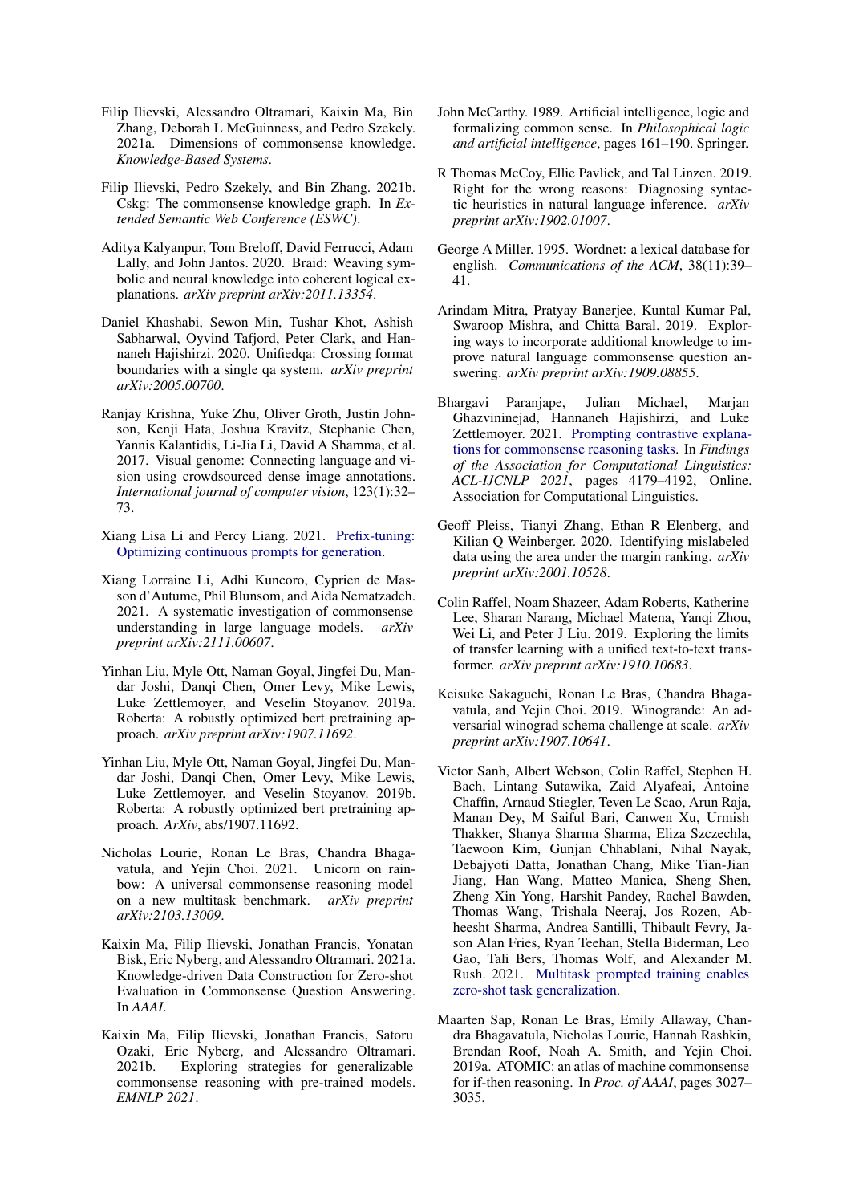Filip Ilievski, Alessandro Oltramari, Kaixin Ma, Bin Zhang, Deborah L McGuinness, and Pedro Szekely. 2021a. Dimensions of commonsense knowledge. *Knowledge-Based Systems*.

Filip Ilievski, Pedro Szekely, and Bin Zhang. 2021b. Cskg: The commonsense knowledge graph. In *Extended Semantic Web Conference (ESWC)*.

Aditya Kalyanpur, Tom Breloff, David Ferrucci, Adam Lally, and John Jantos. 2020. Braid: Weaving symbolic and neural knowledge into coherent logical explanations. *arXiv preprint arXiv:2011.13354*.

Daniel Khashabi, Sewon Min, Tushar Khot, Ashish Sabharwal, Oyvind Tafjord, Peter Clark, and Hannaneh Hajishirzi. 2020. Unifiedqa: Crossing format boundaries with a single qa system. *arXiv preprint arXiv:2005.00700*.

Ranjay Krishna, Yuke Zhu, Oliver Groth, Justin Johnson, Kenji Hata, Joshua Kravitz, Stephanie Chen, Yannis Kalantidis, Li-Jia Li, David A Shamma, et al. 2017. Visual genome: Connecting language and vision using crowdsourced dense image annotations. *International journal of computer vision*, 123(1):32–73.

Xiang Lisa Li and Percy Liang. 2021. Prefix-tuning: Optimizing continuous prompts for generation.

Xiang Lorraine Li, Adhi Kuncoro, Cyprien de Masson d'Autume, Phil Blunsom, and Aida Nematzadeh. 2021. A systematic investigation of commonsense understanding in large language models. *arXiv preprint arXiv:2111.00607*.

Yinhan Liu, Myle Ott, Naman Goyal, Jingfei Du, Mandar Joshi, Danqi Chen, Omer Levy, Mike Lewis, Luke Zettlemoyer, and Veselin Stoyanov. 2019a. Roberta: A robustly optimized bert pretraining approach. *arXiv preprint arXiv:1907.11692*.

Yinhan Liu, Myle Ott, Naman Goyal, Jingfei Du, Mandar Joshi, Danqi Chen, Omer Levy, Mike Lewis, Luke Zettlemoyer, and Veselin Stoyanov. 2019b. Roberta: A robustly optimized bert pretraining approach. *ArXiv*, abs/1907.11692.

Nicholas Lourie, Ronan Le Bras, Chandra Bhagavatula, and Yejin Choi. 2021. Unicorn on rainbow: A universal commonsense reasoning model on a new multitask benchmark. *arXiv preprint arXiv:2103.13009*.

Kaixin Ma, Filip Ilievski, Jonathan Francis, Yonatan Bisk, Eric Nyberg, and Alessandro Oltramari. 2021a. Knowledge-driven Data Construction for Zero-shot Evaluation in Commonsense Question Answering. In *AAAI*.

Kaixin Ma, Filip Ilievski, Jonathan Francis, Satoru Ozaki, Eric Nyberg, and Alessandro Oltramari. 2021b. Exploring strategies for generalizable commonsense reasoning with pre-trained models. *EMNLP 2021*.

John McCarthy. 1989. Artificial intelligence, logic and formalizing common sense. In *Philosophical logic and artificial intelligence*, pages 161–190. Springer.

R Thomas McCoy, Ellie Pavlick, and Tal Linzen. 2019. Right for the wrong reasons: Diagnosing syntactic heuristics in natural language inference. *arXiv preprint arXiv:1902.01007*.

George A Miller. 1995. Wordnet: a lexical database for english. *Communications of the ACM*, 38(11):39–41.

Arindam Mitra, Pratyay Banerjee, Kuntal Kumar Pal, Swaroop Mishra, and Chitta Baral. 2019. Exploring ways to incorporate additional knowledge to improve natural language commonsense question answering. *arXiv preprint arXiv:1909.08855*.

Bhargavi Paranjape, Julian Michael, Marjan Ghazvininejad, Hannaneh Hajishirzi, and Luke Zettlemoyer. 2021. Prompting contrastive explanations for commonsense reasoning tasks. In *Findings of the Association for Computational Linguistics: ACL-IJCNLP 2021*, pages 4179–4192, Online. Association for Computational Linguistics.

Geoff Pleiss, Tianyi Zhang, Ethan R Elenberg, and Kilian Q Weinberger. 2020. Identifying mislabeled data using the area under the margin ranking. *arXiv preprint arXiv:2001.10528*.

Colin Raffel, Noam Shazeer, Adam Roberts, Katherine Lee, Sharan Narang, Michael Matena, Yanqi Zhou, Wei Li, and Peter J Liu. 2019. Exploring the limits of transfer learning with a unified text-to-text transformer. *arXiv preprint arXiv:1910.10683*.

Keisuke Sakaguchi, Ronan Le Bras, Chandra Bhagavatula, and Yejin Choi. 2019. Winogrande: An adversarial winograd schema challenge at scale. *arXiv preprint arXiv:1907.10641*.

Victor Sanh, Albert Webson, Colin Raffel, Stephen H. Bach, Lintang Sutawika, Zaid Alyafeai, Antoine Chaffin, Arnaud Stiegler, Teven Le Scao, Arun Raja, Manan Dey, M Saiful Bari, Canwen Xu, Urmish Thakker, Shanya Sharma Sharma, Eliza Szczechla, Taewoon Kim, Gunjan Chhablani, Nihal Nayak, Debajyoti Datta, Jonathan Chang, Mike Tian-Jian Jiang, Han Wang, Matteo Manica, Sheng Shen, Zheng Xin Yong, Harshit Pandey, Rachel Bawden, Thomas Wang, Trishala Neeraj, Jos Rozen, Abheesht Sharma, Andrea Santilli, Thibault Fevry, Jason Alan Fries, Ryan Teehan, Stella Biderman, Leo Gao, Tali Bers, Thomas Wolf, and Alexander M. Rush. 2021. Multitask prompted training enables zero-shot task generalization.

Maarten Sap, Ronan Le Bras, Emily Allaway, Chandra Bhagavatula, Nicholas Lourie, Hannah Rashkin, Brendan Roof, Noah A. Smith, and Yejin Choi. 2019a. ATOMIC: an atlas of machine commonsense for if-then reasoning. In *Proc. of AAAI*, pages 3027–3035.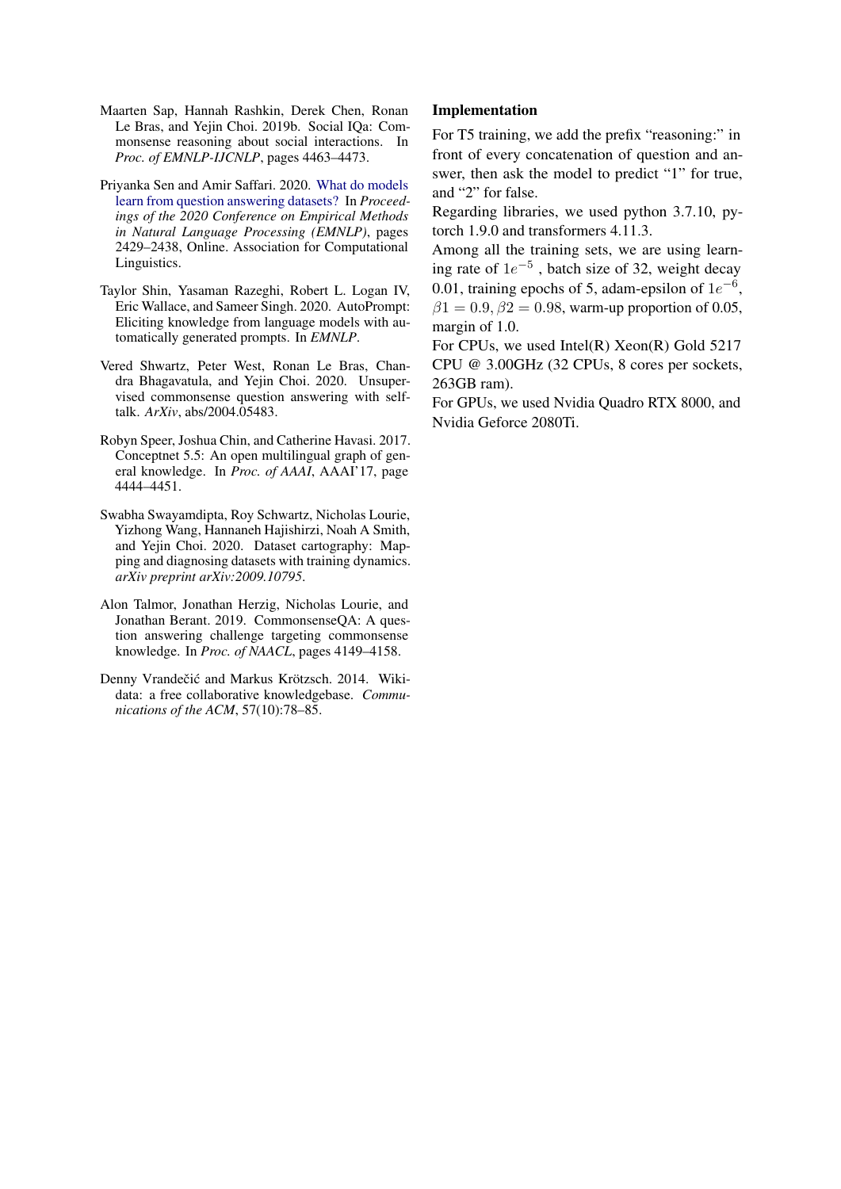Maarten Sap, Hannah Rashkin, Derek Chen, Ronan Le Bras, and Yejin Choi. 2019b. Social IQa: Commonsense reasoning about social interactions. In *Proc. of EMNLP-IJCNLP*, pages 4463–4473.

Priyanka Sen and Amir Saffari. 2020. What do models learn from question answering datasets? In *Proceedings of the 2020 Conference on Empirical Methods in Natural Language Processing (EMNLP)*, pages 2429–2438, Online. Association for Computational Linguistics.

Taylor Shin, Yasaman Razeghi, Robert L. Logan IV, Eric Wallace, and Sameer Singh. 2020. AutoPrompt: Eliciting knowledge from language models with automatically generated prompts. In *EMNLP*.

Vered Shwartz, Peter West, Ronan Le Bras, Chandra Bhagavatula, and Yejin Choi. 2020. Unsupervised commonsense question answering with self-talk. *ArXiv*, abs/2004.05483.

Robyn Speer, Joshua Chin, and Catherine Havasi. 2017. Conceptnet 5.5: An open multilingual graph of general knowledge. In *Proc. of AAAI*, AAAI'17, page 4444–4451.

Swabha Swayamdipta, Roy Schwartz, Nicholas Lourie, Yizhong Wang, Hannaneh Hajishirzi, Noah A Smith, and Yejin Choi. 2020. Dataset cartography: Mapping and diagnosing datasets with training dynamics. *arXiv preprint arXiv:2009.10795*.

Alon Talmor, Jonathan Herzig, Nicholas Lourie, and Jonathan Berant. 2019. CommonsenseQA: A question answering challenge targeting commonsense knowledge. In *Proc. of NAACL*, pages 4149–4158.

Denny Vrandečić and Markus Krötzsch. 2014. Wikidata: a free collaborative knowledgebase. *Communications of the ACM*, 57(10):78–85.

### Implementation

For T5 training, we add the prefix "reasoning:" in front of every concatenation of question and answer, then ask the model to predict "1" for true, and "2" for false.

Regarding libraries, we used python 3.7.10, pytorch 1.9.0 and transformers 4.11.3.

Among all the training sets, we are using learning rate of $1e^{-5}$ , batch size of 32, weight decay 0.01, training epochs of 5, adam-epsilon of $1e^{-6}$, $\beta 1 = 0.9, \beta 2 = 0.98$, warm-up proportion of 0.05, margin of 1.0.

For CPUs, we used Intel(R) Xeon(R) Gold 5217 CPU @ 3.00GHz (32 CPUs, 8 cores per sockets, 263GB ram).

For GPUs, we used Nvidia Quadro RTX 8000, and Nvidia Geforce 2080Ti.